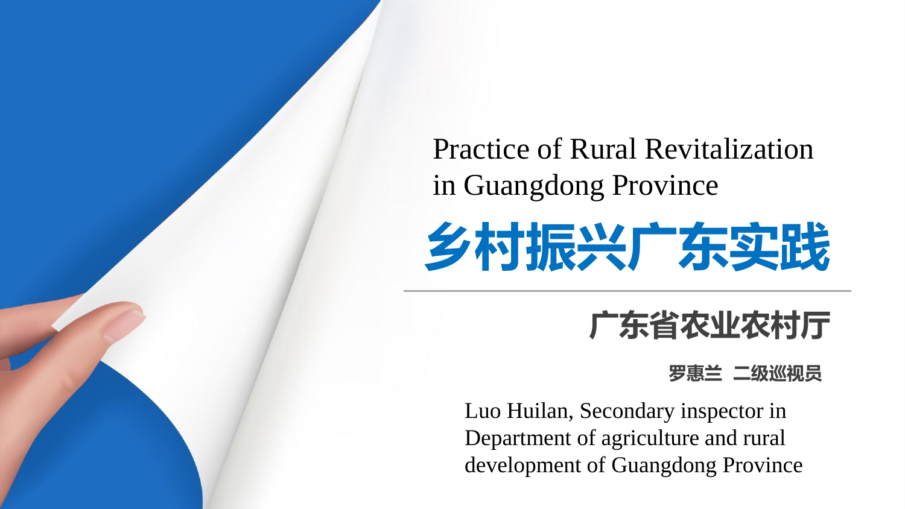# Practice of Rural Revitalization in Guangdong Province

# 乡村振兴广东实践

## 广东省农业农村厅

**罗惠兰 二级巡视员**

Luo Huilan, Secondary inspector in Department of agriculture and rural development of Guangdong Province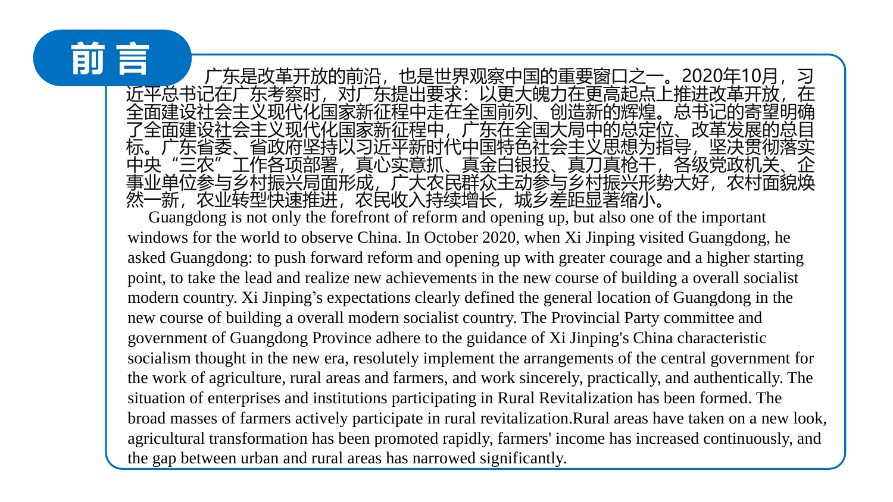# 前 言

广东是改革开放的前沿，也是世界观察中国的重要窗口之一。2020年10月，习近平总书记在广东考察时，对广东提出要求：以更大魄力在更高起点上推进改革开放，在全面建设社会主义现代化国家新征程中走在全国前列、创造新的辉煌。总书记的寄望明确了全面建设社会主义现代化国家新征程中，广东在全国大局中的总定位、改革发展的总目标。广东省委、省政府坚持以习近平新时代中国特色社会主义思想为指导，坚决贯彻落实中央“三农”工作各项部署，真心实意抓、真金白银投、真刀真枪干，各级党政机关、企事业单位参与乡村振兴局面形成，广大农民群众主动参与乡村振兴形势大好，农村面貌焕然一新，农业转型快速推进，农民收入持续增长，城乡差距显著缩小。

Guangdong is not only the forefront of reform and opening up, but also one of the important windows for the world to observe China. In October 2020, when Xi Jinping visited Guangdong, he asked Guangdong: to push forward reform and opening up with greater courage and a higher starting point, to take the lead and realize new achievements in the new course of building a overall socialist modern country. Xi Jinping's expectations clearly defined the general location of Guangdong in the new course of building a overall modern socialist country. The Provincial Party committee and government of Guangdong Province adhere to the guidance of Xi Jinping's China characteristic socialism thought in the new era, resolutely implement the arrangements of the central government for the work of agriculture, rural areas and farmers, and work sincerely, practically, and authentically. The situation of enterprises and institutions participating in Rural Revitalization has been formed. The broad masses of farmers actively participate in rural revitalization.Rural areas have taken on a new look, agricultural transformation has been promoted rapidly, farmers' income has increased continuously, and the gap between urban and rural areas has narrowed significantly.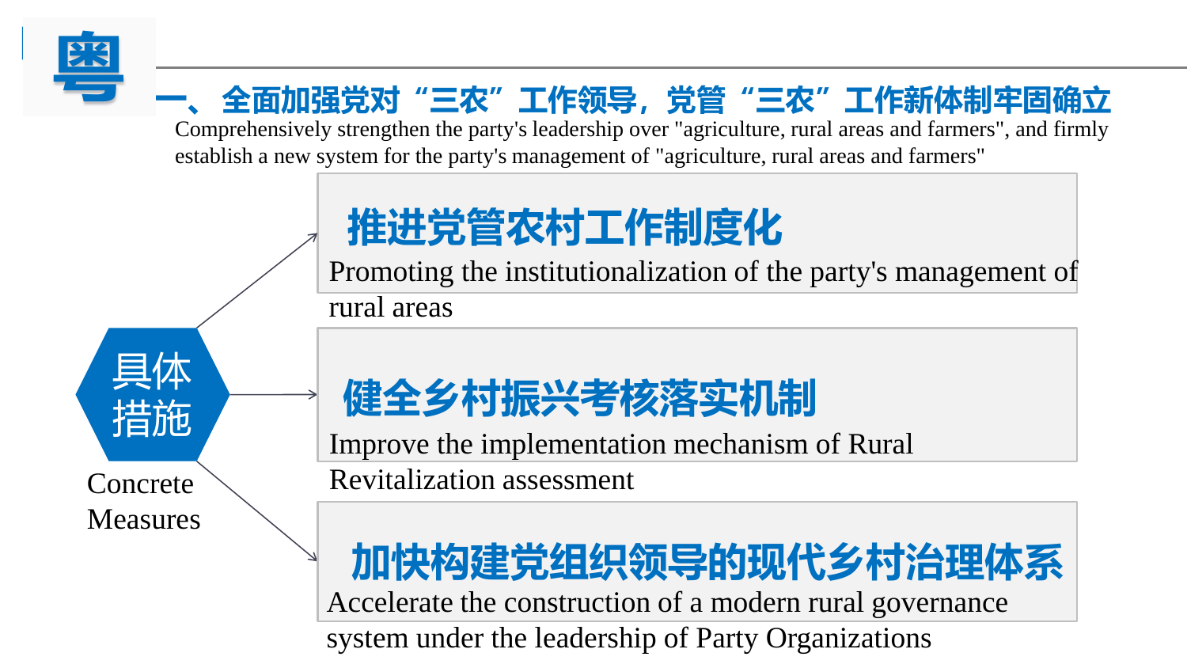粤

## 一、全面加强党对“三农”工作领导，党管“三农”工作新体制牢固确立

Comprehensively strengthen the party's leadership over "agriculture, rural areas and farmers", and firmly establish a new system for the party's management of "agriculture, rural areas and farmers"

**具体措施**

Concrete Measures

### 推进党管农村工作制度化

Promoting the institutionalization of the party's management of rural areas

### 健全乡村振兴考核落实机制

Improve the implementation mechanism of Rural Revitalization assessment

### 加快构建党组织领导的现代乡村治理体系

Accelerate the construction of a modern rural governance system under the leadership of Party Organizations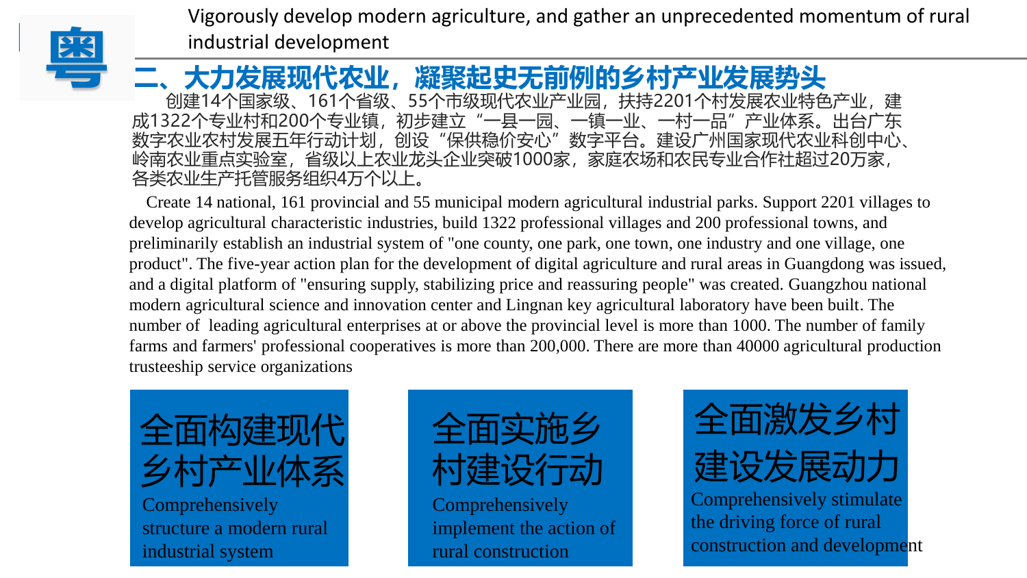粤

Vigorously develop modern agriculture, and gather an unprecedented momentum of rural industrial development

## 二、大力发展现代农业，凝聚起史无前例的乡村产业发展势头

创建14个国家级、161个省级、55个市级现代农业产业园，扶持2201个村发展农业特色产业，建成1322个专业村和200个专业镇，初步建立“一县一园、一镇一业、一村一品”产业体系。出台广东数字农业农村发展五年行动计划，创设“保供稳价安心”数字平台。建设广州国家现代农业科创中心、岭南农业重点实验室，省级以上农业龙头企业突破1000家，家庭农场和农民专业合作社超过20万家，各类农业生产托管服务组织4万个以上。

Create 14 national, 161 provincial and 55 municipal modern agricultural industrial parks. Support 2201 villages to develop agricultural characteristic industries, build 1322 professional villages and 200 professional towns, and preliminarily establish an industrial system of "one county, one park, one town, one industry and one village, one product". The five-year action plan for the development of digital agriculture and rural areas in Guangdong was issued, and a digital platform of "ensuring supply, stabilizing price and reassuring people" was created. Guangzhou national modern agricultural science and innovation center and Lingnan key agricultural laboratory have been built. The number of leading agricultural enterprises at or above the provincial level is more than 1000. The number of family farms and farmers' professional cooperatives is more than 200,000. There are more than 40000 agricultural production trusteeship service organizations

**全面构建现代乡村产业体系**

Comprehensively structure a modern rural industrial system

**全面实施乡村建设行动**

Comprehensively implement the action of rural construction

**全面激发乡村建设发展动力**

Comprehensively stimulate the driving force of rural construction and development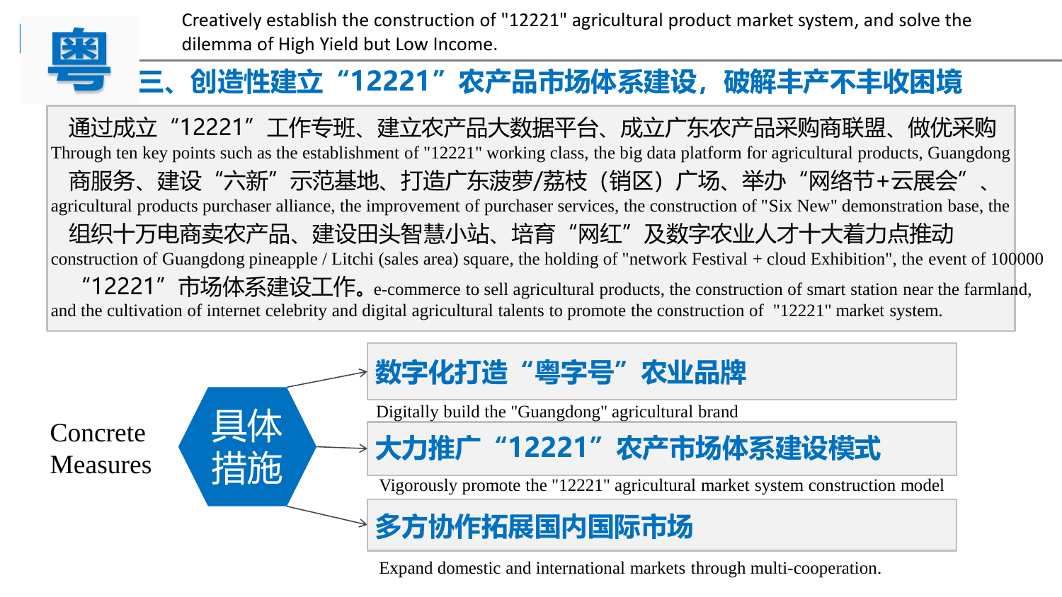Creatively establish the construction of "12221" agricultural product market system, and solve the dilemma of High Yield but Low Income.

粤

## 三、创造性建立“12221”农产品市场体系建设，破解丰产不丰收困境

通过成立“12221”工作专班、建立农产品大数据平台、成立广东农产品采购商联盟、做优采购商服务、建设“六新”示范基地、打造广东菠萝/荔枝（销区）广场、举办“网络节+云展会”、组织十万电商卖农产品、建设田头智慧小站、培育“网红”及数字农业人才十大着力点推动“12221”市场体系建设工作。

Through ten key points such as the establishment of "12221" working class, the big data platform for agricultural products, Guangdong agricultural products purchaser alliance, the improvement of purchaser services, the construction of "Six New" demonstration base, the construction of Guangdong pineapple / Litchi (sales area) square, the holding of "network Festival + cloud Exhibition", the event of 100000 e-commerce to sell agricultural products, the construction of smart station near the farmland, and the cultivation of internet celebrity and digital agricultural talents to promote the construction of "12221" market system.

**具体措施**

Concrete Measures

- **数字化打造“粤字号”农业品牌**
  Digitally build the "Guangdong" agricultural brand
- **大力推广“12221”农产市场体系建设模式**
  Vigorously promote the "12221" agricultural market system construction model
- **多方协作拓展国内国际市场**
  Expand domestic and international markets through multi-cooperation.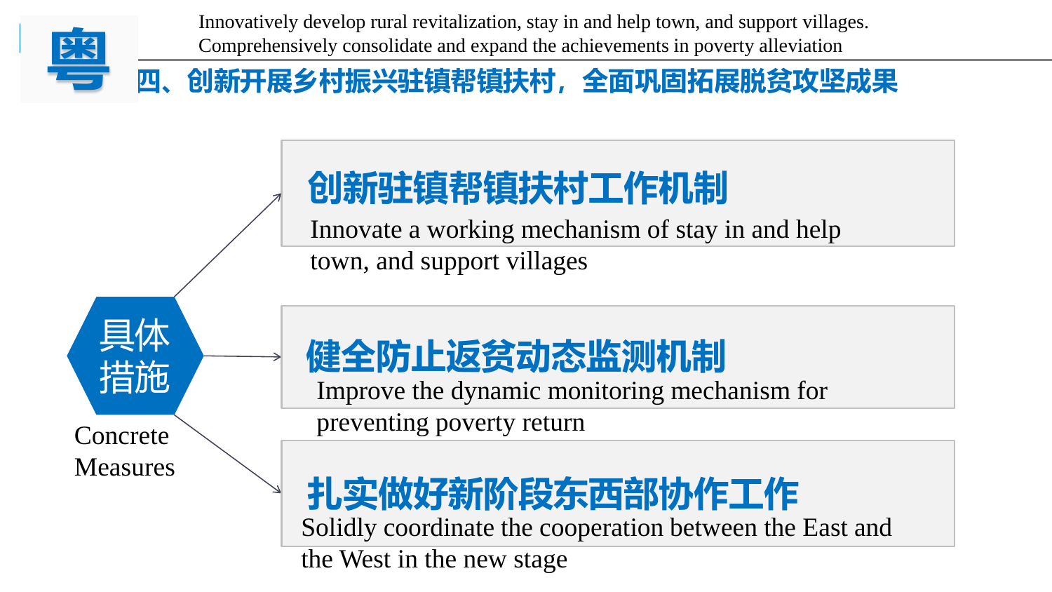粤

Innovatively develop rural revitalization, stay in and help town, and support villages. Comprehensively consolidate and expand the achievements in poverty alleviation

## 四、创新开展乡村振兴驻镇帮镇扶村，全面巩固拓展脱贫攻坚成果

**具体措施**

Concrete Measures

### 创新驻镇帮镇扶村工作机制

Innovate a working mechanism of stay in and help town, and support villages

### 健全防止返贫动态监测机制

Improve the dynamic monitoring mechanism for preventing poverty return

### 扎实做好新阶段东西部协作工作

Solidly coordinate the cooperation between the East and the West in the new stage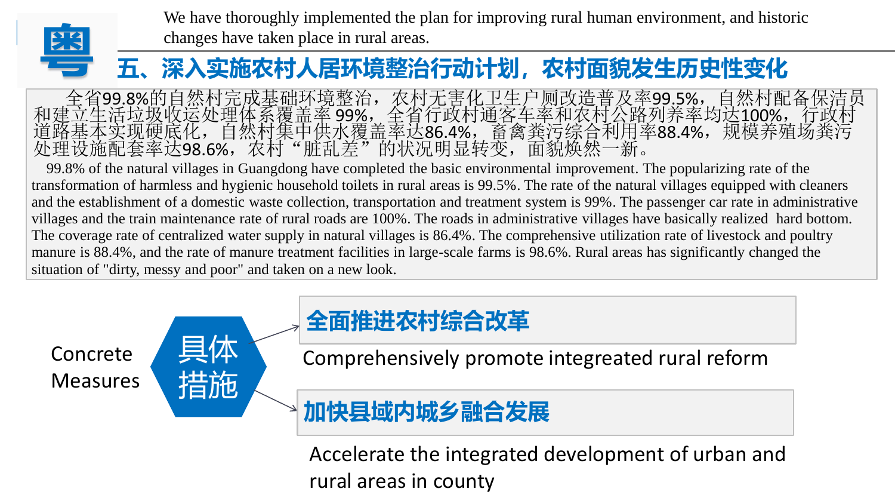粤

We have thoroughly implemented the plan for improving rural human environment, and historic changes have taken place in rural areas.

## 五、深入实施农村人居环境整治行动计划，农村面貌发生历史性变化

全省99.8%的自然村完成基础环境整治，农村无害化卫生户厕改造普及率99.5%，自然村配备保洁员和建立生活垃圾收运处理体系覆盖率 99%，全省行政村通客车率和农村公路列养率均达100%，行政村道路基本实现硬底化，自然村集中供水覆盖率达86.4%，畜禽粪污综合利用率88.4%，规模养殖场粪污处理设施配套率达98.6%，农村“脏乱差”的状况明显转变，面貌焕然一新。

99.8% of the natural villages in Guangdong have completed the basic environmental improvement. The popularizing rate of the transformation of harmless and hygienic household toilets in rural areas is 99.5%. The rate of the natural villages equipped with cleaners and the establishment of a domestic waste collection, transportation and treatment system is 99%. The passenger car rate in administrative villages and the train maintenance rate of rural roads are 100%. The roads in administrative villages have basically realized hard bottom. The coverage rate of centralized water supply in natural villages is 86.4%. The comprehensive utilization rate of livestock and poultry manure is 88.4%, and the rate of manure treatment facilities in large-scale farms is 98.6%. Rural areas has significantly changed the situation of "dirty, messy and poor" and taken on a new look.

### 具体措施 Concrete Measures

- **全面推进农村综合改革**
  Comprehensively promote integreated rural reform
- **加快县域内城乡融合发展**
  Accelerate the integrated development of urban and rural areas in county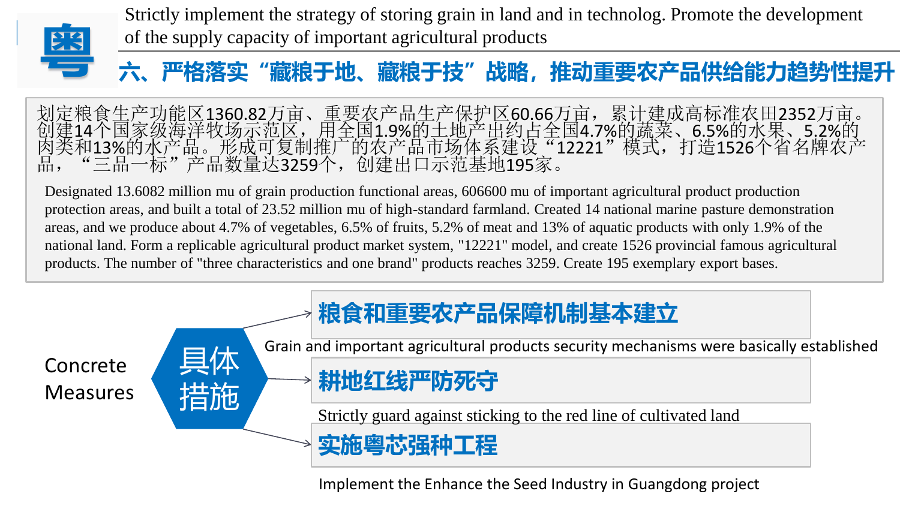粤

Strictly implement the strategy of storing grain in land and in technolog. Promote the development of the supply capacity of important agricultural products

## 六、严格落实“藏粮于地、藏粮于技”战略，推动重要农产品供给能力趋势性提升

划定粮食生产功能区1360.82万亩、重要农产品生产保护区60.66万亩，累计建成高标准农田2352万亩。创建14个国家级海洋牧场示范区，用全国1.9%的土地产出约占全国4.7%的蔬菜、6.5%的水果、5.2%的肉类和13%的水产品。形成可复制推广的农产品市场体系建设“12221”模式，打造1526个省名牌农产品，“三品一标”产品数量达3259个，创建出口示范基地195家。

Designated 13.6082 million mu of grain production functional areas, 606600 mu of important agricultural product production protection areas, and built a total of 23.52 million mu of high-standard farmland. Created 14 national marine pasture demonstration areas, and we produce about 4.7% of vegetables, 6.5% of fruits, 5.2% of meat and 13% of aquatic products with only 1.9% of the national land. Form a replicable agricultural product market system, "12221" model, and create 1526 provincial famous agricultural products. The number of "three characteristics and one brand" products reaches 3259. Create 195 exemplary export bases.

### 具体措施 / Concrete Measures

- **粮食和重要农产品保障机制基本建立**
  Grain and important agricultural products security mechanisms were basically established
- **耕地红线严防死守**
  Strictly guard against sticking to the red line of cultivated land
- **实施粤芯强种工程**
  Implement the Enhance the Seed Industry in Guangdong project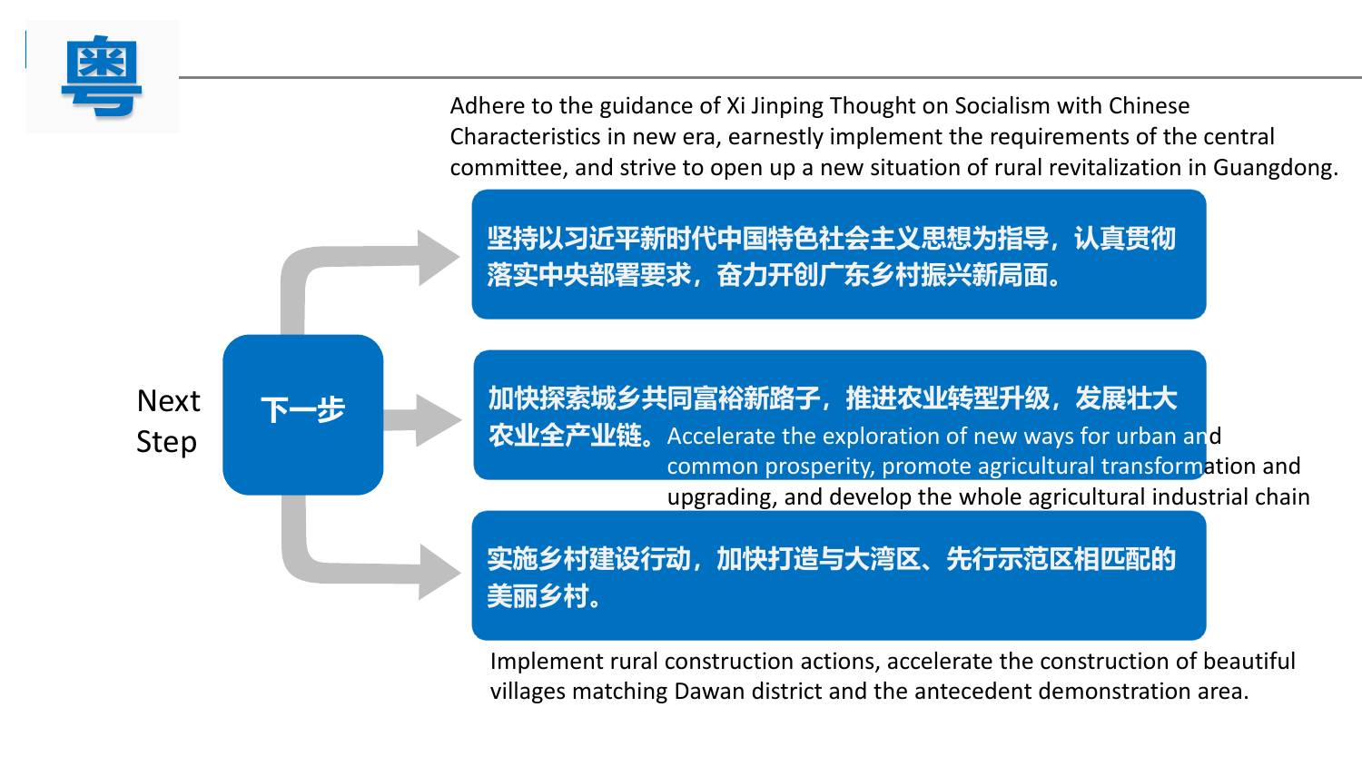粤

**Next Step**

**下一步**

Adhere to the guidance of Xi Jinping Thought on Socialism with Chinese Characteristics in new era, earnestly implement the requirements of the central committee, and strive to open up a new situation of rural revitalization in Guangdong.

**坚持以习近平新时代中国特色社会主义思想为指导，认真贯彻落实中央部署要求，奋力开创广东乡村振兴新局面。**

**加快探索城乡共同富裕新路子，推进农业转型升级，发展壮大农业全产业链。** Accelerate the exploration of new ways for urban and common prosperity, promote agricultural transformation and upgrading, and develop the whole agricultural industrial chain

**实施乡村建设行动，加快打造与大湾区、先行示范区相匹配的美丽乡村。**

Implement rural construction actions, accelerate the construction of beautiful villages matching Dawan district and the antecedent demonstration area.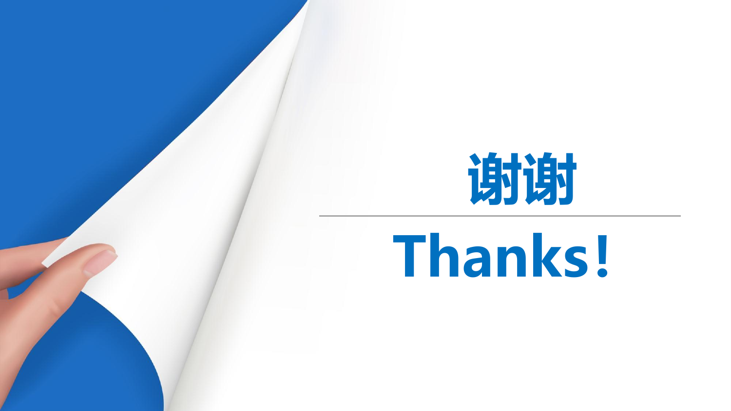# 谢谢

# Thanks！